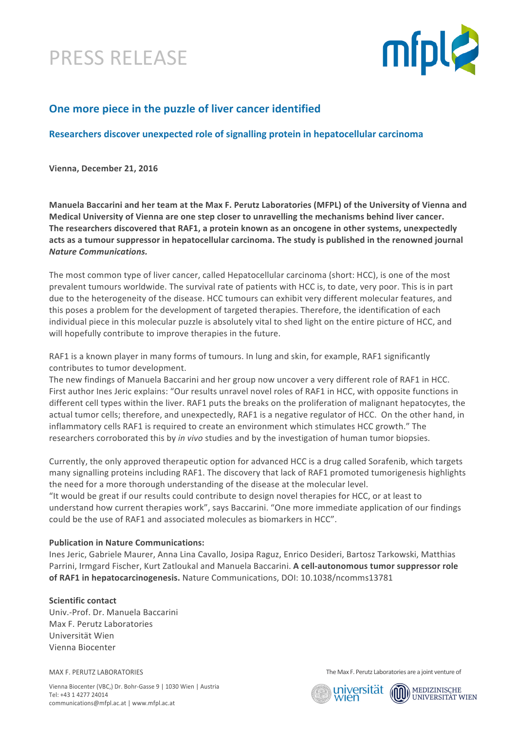# PRESS RELEASE

## One more piece in the puzzle of liver cancer identified

### Researchers discover unexpected role of signalling protein in hepatocellular carcinoma

**Vienna, December 21, 2016**

**Manuela Baccarini and her team at the Max F. Perutz Laboratories (MFPL) of the University of Vienna and Medical University of Vienna are one step closer to unravelling the mechanisms behind liver cancer. The researchers discovered that RAF1, a protein known as an oncogene in other systems, unexpectedly acts as a tumour suppressor in hepatocellular carcinoma. The study is published in the renowned journal *Nature Communications.***

The most common type of liver cancer, called Hepatocellular carcinoma (short: HCC), is one of the most prevalent tumours worldwide. The survival rate of patients with HCC is, to date, very poor. This is in part due to the heterogeneity of the disease. HCC tumours can exhibit very different molecular features, and this poses a problem for the development of targeted therapies. Therefore, the identification of each individual piece in this molecular puzzle is absolutely vital to shed light on the entire picture of HCC, and will hopefully contribute to improve therapies in the future.

RAF1 is a known player in many forms of tumours. In lung and skin, for example, RAF1 significantly contributes to tumor development.

The new findings of Manuela Baccarini and her group now uncover a very different role of RAF1 in HCC. First author Ines Jeric explains: "Our results unravel novel roles of RAF1 in HCC, with opposite functions in different cell types within the liver. RAF1 puts the breaks on the proliferation of malignant hepatocytes, the actual tumor cells; therefore, and unexpectedly, RAF1 is a negative regulator of HCC. On the other hand, in inflammatory cells RAF1 is required to create an environment which stimulates HCC growth." The researchers corroborated this by *in vivo* studies and by the investigation of human tumor biopsies.

Currently, the only approved therapeutic option for advanced HCC is a drug called Sorafenib, which targets many signalling proteins including RAF1. The discovery that lack of RAF1 promoted tumorigenesis highlights the need for a more thorough understanding of the disease at the molecular level.

"It would be great if our results could contribute to design novel therapies for HCC, or at least to understand how current therapies work", says Baccarini. "One more immediate application of our findings could be the use of RAF1 and associated molecules as biomarkers in HCC".

**Publication in Nature Communications:**

Ines Jeric, Gabriele Maurer, Anna Lina Cavallo, Josipa Raguz, Enrico Desideri, Bartosz Tarkowski, Matthias Parrini, Irmgard Fischer, Kurt Zatloukal and Manuela Baccarini. **A cell-autonomous tumor suppressor role of RAF1 in hepatocarcinogenesis.** Nature Communications, DOI: 10.1038/ncomms13781

**Scientific contact**

Univ.-Prof. Dr. Manuela Baccarini
Max F. Perutz Laboratories
Universität Wien
Vienna Biocenter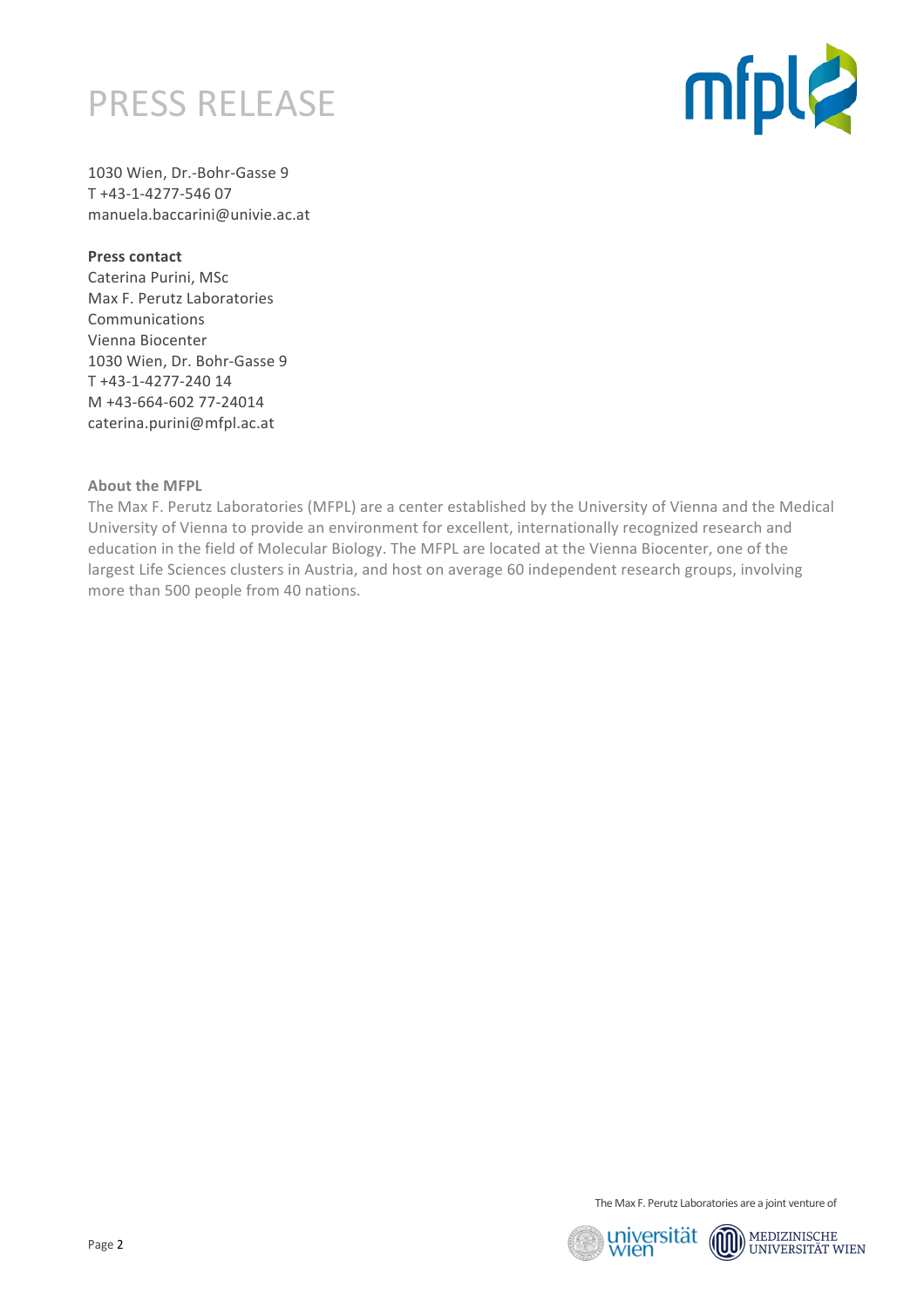1030 Wien, Dr.-Bohr-Gasse 9
T +43-1-4277-546 07
manuela.baccarini@univie.ac.at

**Press contact**
Caterina Purini, MSc
Max F. Perutz Laboratories
Communications
Vienna Biocenter
1030 Wien, Dr. Bohr-Gasse 9
T +43-1-4277-240 14
M +43-664-602 77-24014
caterina.purini@mfpl.ac.at

**About the MFPL**

The Max F. Perutz Laboratories (MFPL) are a center established by the University of Vienna and the Medical University of Vienna to provide an environment for excellent, internationally recognized research and education in the field of Molecular Biology. The MFPL are located at the Vienna Biocenter, one of the largest Life Sciences clusters in Austria, and host on average 60 independent research groups, involving more than 500 people from 40 nations.

The Max F. Perutz Laboratories are a joint venture of